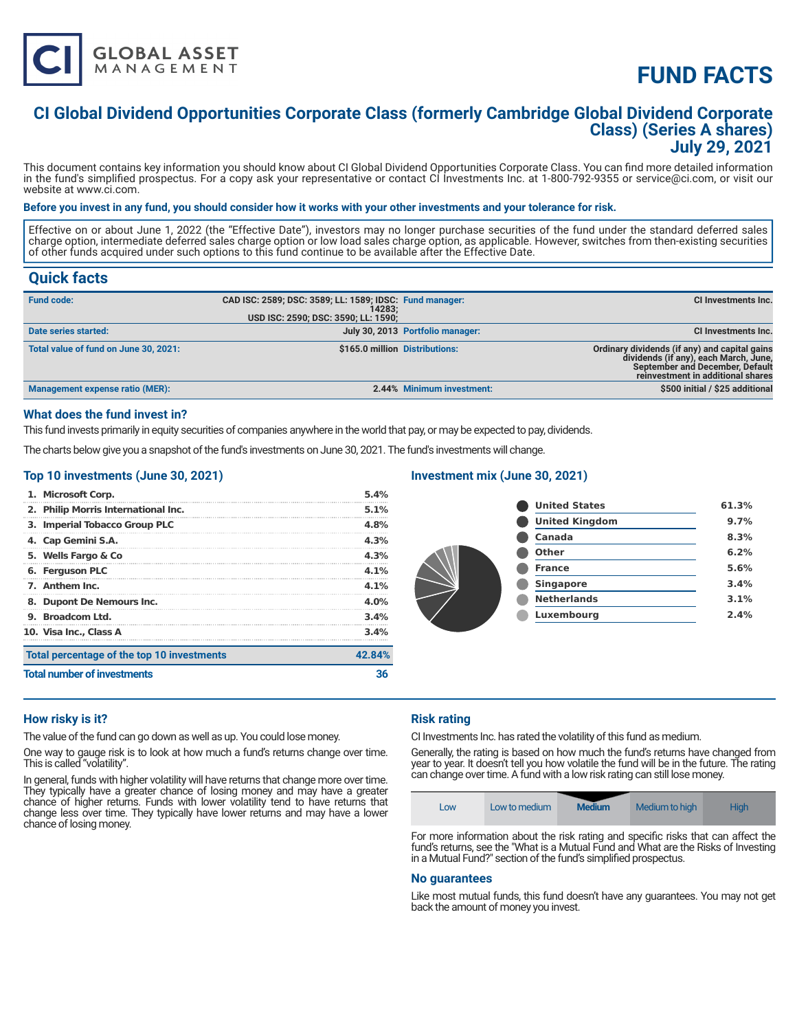# FUND FACTS

## CI Global Dividend Opportunities Corporate Class (formerly Cambridge Global Dividend Corporate Class) (Series A shares)
## July 29, 2021

This document contains key information you should know about CI Global Dividend Opportunities Corporate Class. You can find more detailed information in the fund's simplified prospectus. For a copy ask your representative or contact CI Investments Inc. at 1-800-792-9355 or service@ci.com, or visit our website at www.ci.com.

**Before you invest in any fund, you should consider how it works with your other investments and your tolerance for risk.**

Effective on or about June 1, 2022 (the "Effective Date"), investors may no longer purchase securities of the fund under the standard deferred sales charge option, intermediate deferred sales charge option or low load sales charge option, as applicable. However, switches from then-existing securities of other funds acquired under such options to this fund continue to be available after the Effective Date.

## Quick facts

| | | | |
|---|---|---|---|
| **Fund code:** | CAD ISC: 2589; DSC: 3589; LL: 1589; IDSC: 14283; USD ISC: 2590; DSC: 3590; LL: 1590; | **Fund manager:** | CI Investments Inc. |
| **Date series started:** | July 30, 2013 | **Portfolio manager:** | CI Investments Inc. |
| **Total value of fund on June 30, 2021:** | $165.0 million | **Distributions:** | Ordinary dividends (if any) and capital gains dividends (if any), each March, June, September and December, Default reinvestment in additional shares |
| **Management expense ratio (MER):** | 2.44% | **Minimum investment:** | $500 initial / $25 additional |

### What does the fund invest in?

This fund invests primarily in equity securities of companies anywhere in the world that pay, or may be expected to pay, dividends.

The charts below give you a snapshot of the fund's investments on June 30, 2021. The fund's investments will change.

### Top 10 investments (June 30, 2021)

| Investment | % |
|---|---|
| 1. Microsoft Corp. | 5.4% |
| 2. Philip Morris International Inc. | 5.1% |
| 3. Imperial Tobacco Group PLC | 4.8% |
| 4. Cap Gemini S.A. | 4.3% |
| 5. Wells Fargo & Co | 4.3% |
| 6. Ferguson PLC | 4.1% |
| 7. Anthem Inc. | 4.1% |
| 8. Dupont De Nemours Inc. | 4.0% |
| 9. Broadcom Ltd. | 3.4% |
| 10. Visa Inc., Class A | 3.4% |
| **Total percentage of the top 10 investments** | **42.84%** |
| **Total number of investments** | **36** |

### Investment mix (June 30, 2021)

| Country | % |
|---|---|
| United States | 61.3% |
| United Kingdom | 9.7% |
| Canada | 8.3% |
| Other | 6.2% |
| France | 5.6% |
| Singapore | 3.4% |
| Netherlands | 3.1% |
| Luxembourg | 2.4% |

### How risky is it?

The value of the fund can go down as well as up. You could lose money.

One way to gauge risk is to look at how much a fund's returns change over time. This is called "volatility".

In general, funds with higher volatility will have returns that change more over time. They typically have a greater chance of losing money and may have a greater chance of higher returns. Funds with lower volatility tend to have returns that change less over time. They typically have lower returns and may have a lower chance of losing money.

### Risk rating

CI Investments Inc. has rated the volatility of this fund as medium.

Generally, the rating is based on how much the fund's returns have changed from year to year. It doesn't tell you how volatile the fund will be in the future. The rating can change over time. A fund with a low risk rating can still lose money.

| Low | Low to medium | **Medium** | Medium to high | High |
|---|---|---|---|---|

For more information about the risk rating and specific risks that can affect the fund's returns, see the "What is a Mutual Fund and What are the Risks of Investing in a Mutual Fund?" section of the fund's simplified prospectus.

### No guarantees

Like most mutual funds, this fund doesn't have any guarantees. You may not get back the amount of money you invest.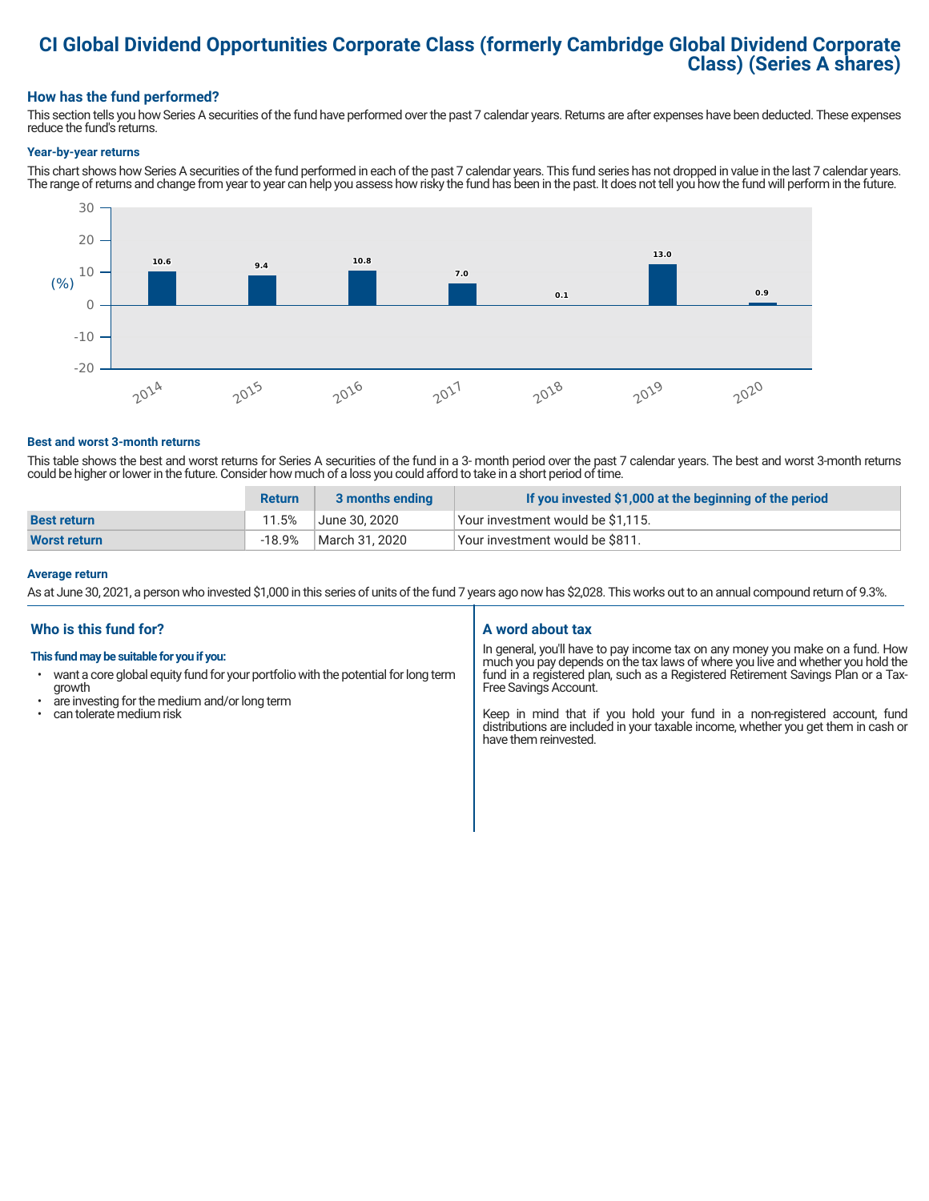# CI Global Dividend Opportunities Corporate Class (formerly Cambridge Global Dividend Corporate Class) (Series A shares)

## How has the fund performed?

This section tells you how Series A securities of the fund have performed over the past 7 calendar years. Returns are after expenses have been deducted. These expenses reduce the fund's returns.

### Year-by-year returns

This chart shows how Series A securities of the fund performed in each of the past 7 calendar years. This fund series has not dropped in value in the last 7 calendar years. The range of returns and change from year to year can help you assess how risky the fund has been in the past. It does not tell you how the fund will perform in the future.

| Year | 2014 | 2015 | 2016 | 2017 | 2018 | 2019 | 2020 |
|---|---|---|---|---|---|---|---|
| Return (%) | 10.6 | 9.4 | 10.8 | 7.0 | 0.1 | 13.0 | 0.9 |

### Best and worst 3-month returns

This table shows the best and worst returns for Series A securities of the fund in a 3- month period over the past 7 calendar years. The best and worst 3-month returns could be higher or lower in the future. Consider how much of a loss you could afford to take in a short period of time.

| | Return | 3 months ending | If you invested $1,000 at the beginning of the period |
|---|---|---|---|
| **Best return** | 11.5% | June 30, 2020 | Your investment would be $1,115. |
| **Worst return** | -18.9% | March 31, 2020 | Your investment would be $811. |

### Average return

As at June 30, 2021, a person who invested $1,000 in this series of units of the fund 7 years ago now has $2,028. This works out to an annual compound return of 9.3%.

## Who is this fund for?

**This fund may be suitable for you if you:**

- want a core global equity fund for your portfolio with the potential for long term growth
- are investing for the medium and/or long term
- can tolerate medium risk

## A word about tax

In general, you'll have to pay income tax on any money you make on a fund. How much you pay depends on the tax laws of where you live and whether you hold the fund in a registered plan, such as a Registered Retirement Savings Plan or a Tax-Free Savings Account.

Keep in mind that if you hold your fund in a non-registered account, fund distributions are included in your taxable income, whether you get them in cash or have them reinvested.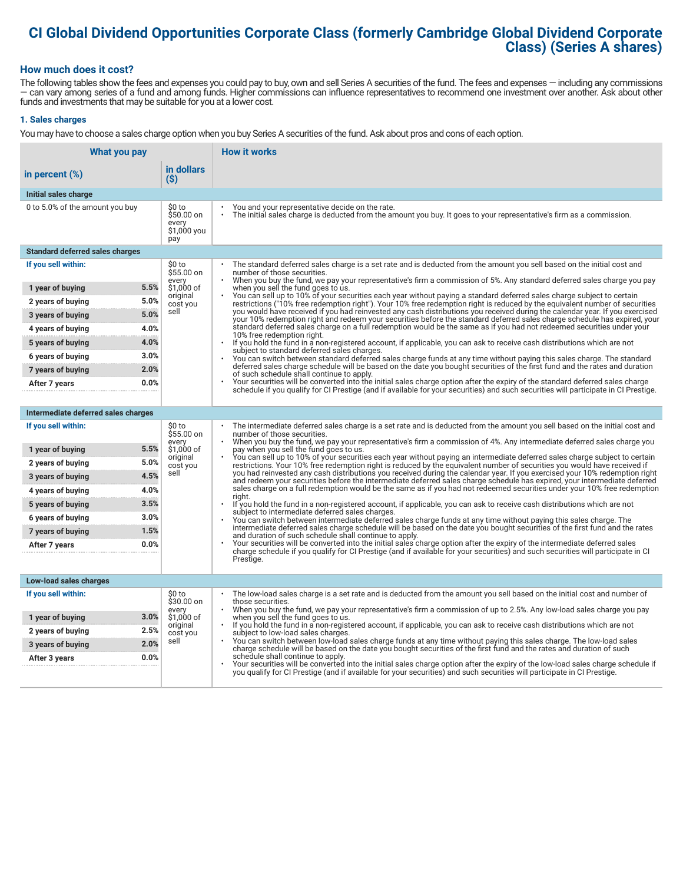# CI Global Dividend Opportunities Corporate Class (formerly Cambridge Global Dividend Corporate Class) (Series A shares)

## How much does it cost?

The following tables show the fees and expenses you could pay to buy, own and sell Series A securities of the fund. The fees and expenses — including any commissions — can vary among series of a fund and among funds. Higher commissions can influence representatives to recommend one investment over another. Ask about other funds and investments that may be suitable for you at a lower cost.

### 1. Sales charges

You may have to choose a sales charge option when you buy Series A securities of the fund. Ask about pros and cons of each option.

| What you pay | | | How it works |
|---|---|---|---|
| **in percent (%)** | | **in dollars ($)** | |
| **Initial sales charge** | | | |
| 0 to 5.0% of the amount you buy | | $0 to $50.00 on every $1,000 you pay | • You and your representative decide on the rate.<br>• The initial sales charge is deducted from the amount you buy. It goes to your representative's firm as a commission. |
| **Standard deferred sales charges** | | | |
| **If you sell within:** | | $0 to $55.00 on every $1,000 of original cost you sell | • The standard deferred sales charge is a set rate and is deducted from the amount you sell based on the initial cost and number of those securities.<br>• When you buy the fund, we pay your representative's firm a commission of 5%. Any standard deferred sales charge you pay when you sell the fund goes to us.<br>• You can sell up to 10% of your securities each year without paying a standard deferred sales charge subject to certain restrictions ("10% free redemption right"). Your 10% free redemption right is reduced by the equivalent number of securities you would have received if you had reinvested any cash distributions you received during the calendar year. If you exercised your 10% redemption right and redeem your securities before the standard deferred sales charge schedule has expired, your standard deferred sales charge on a full redemption would be the same as if you had not redeemed securities under your 10% free redemption right.<br>• If you hold the fund in a non-registered account, if applicable, you can ask to receive cash distributions which are not subject to standard deferred sales charges.<br>• You can switch between standard deferred sales charge funds at any time without paying this sales charge. The standard deferred sales charge schedule will be based on the date you bought securities of the first fund and the rates and duration of such schedule shall continue to apply.<br>• Your securities will be converted into the initial sales charge option after the expiry of the standard deferred sales charge schedule if you qualify for CI Prestige (and if available for your securities) and such securities will participate in CI Prestige. |
| **1 year of buying** | 5.5% | | |
| **2 years of buying** | 5.0% | | |
| **3 years of buying** | 5.0% | | |
| **4 years of buying** | 4.0% | | |
| **5 years of buying** | 4.0% | | |
| **6 years of buying** | 3.0% | | |
| **7 years of buying** | 2.0% | | |
| **After 7 years** | 0.0% | | |
| **Intermediate deferred sales charges** | | | |
| **If you sell within:** | | $0 to $55.00 on every $1,000 of original cost you sell | • The intermediate deferred sales charge is a set rate and is deducted from the amount you sell based on the initial cost and number of those securities.<br>• When you buy the fund, we pay your representative's firm a commission of 4%. Any intermediate deferred sales charge you pay when you sell the fund goes to us.<br>• You can sell up to 10% of your securities each year without paying an intermediate deferred sales charge subject to certain restrictions. Your 10% free redemption right is reduced by the equivalent number of securities you would have received if you had reinvested any cash distributions you received during the calendar year. If you exercised your 10% redemption right and redeem your securities before the intermediate deferred sales charge schedule has expired, your intermediate deferred sales charge on a full redemption would be the same as if you had not redeemed securities under your 10% free redemption right.<br>• If you hold the fund in a non-registered account, if applicable, you can ask to receive cash distributions which are not subject to intermediate deferred sales charges.<br>• You can switch between intermediate deferred sales charge funds at any time without paying this sales charge. The intermediate deferred sales charge schedule will be based on the date you bought securities of the first fund and the rates and duration of such schedule shall continue to apply.<br>• Your securities will be converted into the initial sales charge option after the expiry of the intermediate deferred sales charge schedule if you qualify for CI Prestige (and if available for your securities) and such securities will participate in CI Prestige. |
| **1 year of buying** | 5.5% | | |
| **2 years of buying** | 5.0% | | |
| **3 years of buying** | 4.5% | | |
| **4 years of buying** | 4.0% | | |
| **5 years of buying** | 3.5% | | |
| **6 years of buying** | 3.0% | | |
| **7 years of buying** | 1.5% | | |
| **After 7 years** | 0.0% | | |
| **Low-load sales charges** | | | |
| **If you sell within:** | | $0 to $30.00 on every $1,000 of original cost you sell | • The low-load sales charge is a set rate and is deducted from the amount you sell based on the initial cost and number of those securities.<br>• When you buy the fund, we pay your representative's firm a commission of up to 2.5%. Any low-load sales charge you pay when you sell the fund goes to us.<br>• If you hold the fund in a non-registered account, if applicable, you can ask to receive cash distributions which are not subject to low-load sales charges.<br>• You can switch between low-load sales charge funds at any time without paying this sales charge. The low-load sales charge schedule will be based on the date you bought securities of the first fund and the rates and duration of such schedule shall continue to apply.<br>• Your securities will be converted into the initial sales charge option after the expiry of the low-load sales charge schedule if you qualify for CI Prestige (and if available for your securities) and such securities will participate in CI Prestige. |
| **1 year of buying** | 3.0% | | |
| **2 years of buying** | 2.5% | | |
| **3 years of buying** | 2.0% | | |
| **After 3 years** | 0.0% | | |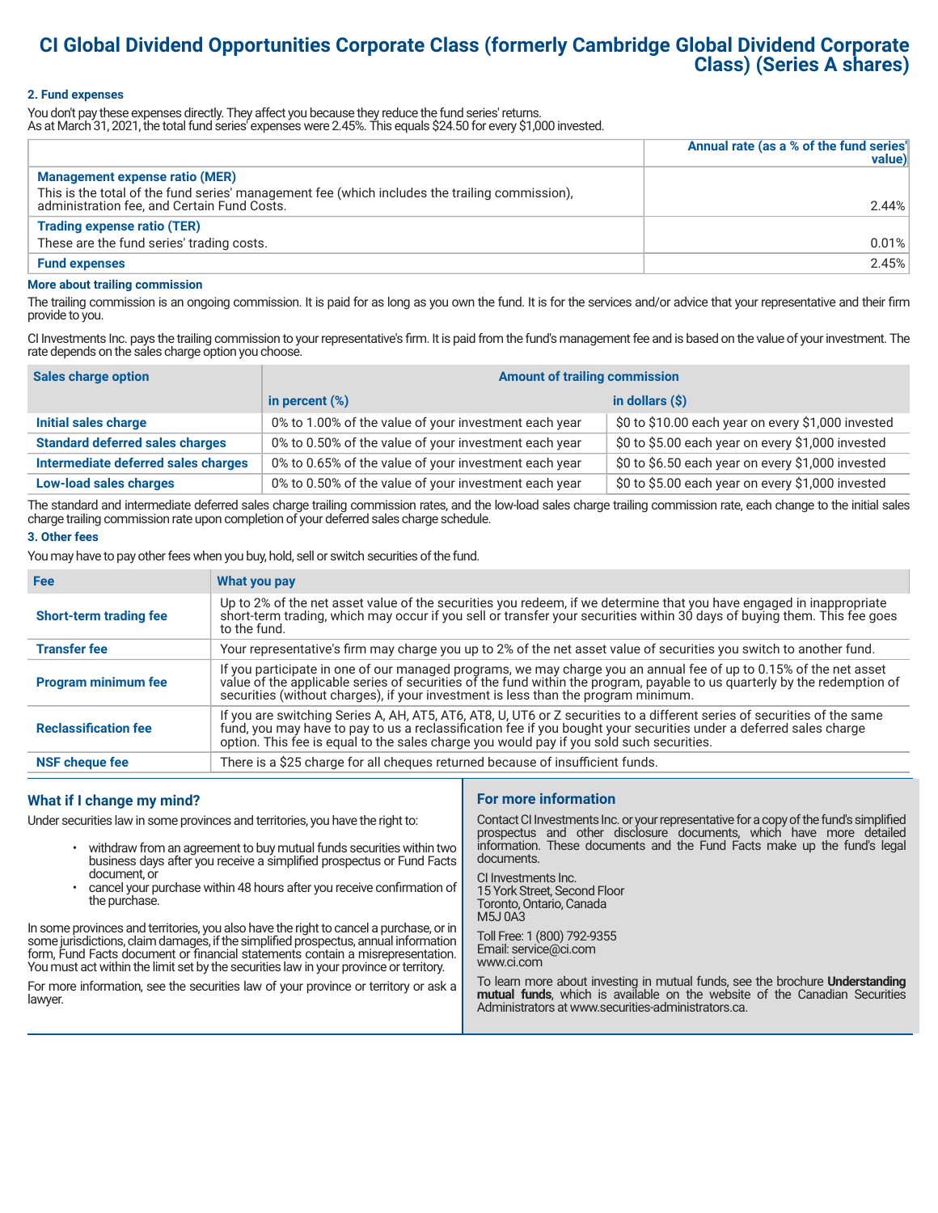# CI Global Dividend Opportunities Corporate Class (formerly Cambridge Global Dividend Corporate Class) (Series A shares)

### 2. Fund expenses

You don't pay these expenses directly. They affect you because they reduce the fund series' returns.
As at March 31, 2021, the total fund series' expenses were 2.45%. This equals $24.50 for every $1,000 invested.

| | Annual rate (as a % of the fund series' value) |
|---|---|
| **Management expense ratio (MER)**<br>This is the total of the fund series' management fee (which includes the trailing commission), administration fee, and Certain Fund Costs. | 2.44% |
| **Trading expense ratio (TER)**<br>These are the fund series' trading costs. | 0.01% |
| **Fund expenses** | 2.45% |

#### More about trailing commission

The trailing commission is an ongoing commission. It is paid for as long as you own the fund. It is for the services and/or advice that your representative and their firm provide to you.

CI Investments Inc. pays the trailing commission to your representative's firm. It is paid from the fund's management fee and is based on the value of your investment. The rate depends on the sales charge option you choose.

| Sales charge option | Amount of trailing commission | |
|---|---|---|
| | in percent (%) | in dollars ($) |
| Initial sales charge | 0% to 1.00% of the value of your investment each year | $0 to $10.00 each year on every $1,000 invested |
| Standard deferred sales charges | 0% to 0.50% of the value of your investment each year | $0 to $5.00 each year on every $1,000 invested |
| Intermediate deferred sales charges | 0% to 0.65% of the value of your investment each year | $0 to $6.50 each year on every $1,000 invested |
| Low-load sales charges | 0% to 0.50% of the value of your investment each year | $0 to $5.00 each year on every $1,000 invested |

The standard and intermediate deferred sales charge trailing commission rates, and the low-load sales charge trailing commission rate, each change to the initial sales charge trailing commission rate upon completion of your deferred sales charge schedule.

### 3. Other fees

You may have to pay other fees when you buy, hold, sell or switch securities of the fund.

| Fee | What you pay |
|---|---|
| Short-term trading fee | Up to 2% of the net asset value of the securities you redeem, if we determine that you have engaged in inappropriate short-term trading, which may occur if you sell or transfer your securities within 30 days of buying them. This fee goes to the fund. |
| Transfer fee | Your representative's firm may charge you up to 2% of the net asset value of securities you switch to another fund. |
| Program minimum fee | If you participate in one of our managed programs, we may charge you an annual fee of up to 0.15% of the net asset value of the applicable series of securities of the fund within the program, payable to us quarterly by the redemption of securities (without charges), if your investment is less than the program minimum. |
| Reclassification fee | If you are switching Series A, AH, AT5, AT6, AT8, U, UT6 or Z securities to a different series of securities of the same fund, you may have to pay to us a reclassification fee if you bought your securities under a deferred sales charge option. This fee is equal to the sales charge you would pay if you sold such securities. |
| NSF cheque fee | There is a $25 charge for all cheques returned because of insufficient funds. |

## What if I change my mind?

Under securities law in some provinces and territories, you have the right to:

- withdraw from an agreement to buy mutual funds securities within two business days after you receive a simplified prospectus or Fund Facts document, or
- cancel your purchase within 48 hours after you receive confirmation of the purchase.

In some provinces and territories, you also have the right to cancel a purchase, or in some jurisdictions, claim damages, if the simplified prospectus, annual information form, Fund Facts document or financial statements contain a misrepresentation. You must act within the limit set by the securities law in your province or territory.

For more information, see the securities law of your province or territory or ask a lawyer.

## For more information

Contact CI Investments Inc. or your representative for a copy of the fund's simplified prospectus and other disclosure documents, which have more detailed information. These documents and the Fund Facts make up the fund's legal documents.

CI Investments Inc.
15 York Street, Second Floor
Toronto, Ontario, Canada
M5J 0A3

Toll Free: 1 (800) 792-9355
Email: service@ci.com
www.ci.com

To learn more about investing in mutual funds, see the brochure **Understanding mutual funds**, which is available on the website of the Canadian Securities Administrators at www.securities-administrators.ca.